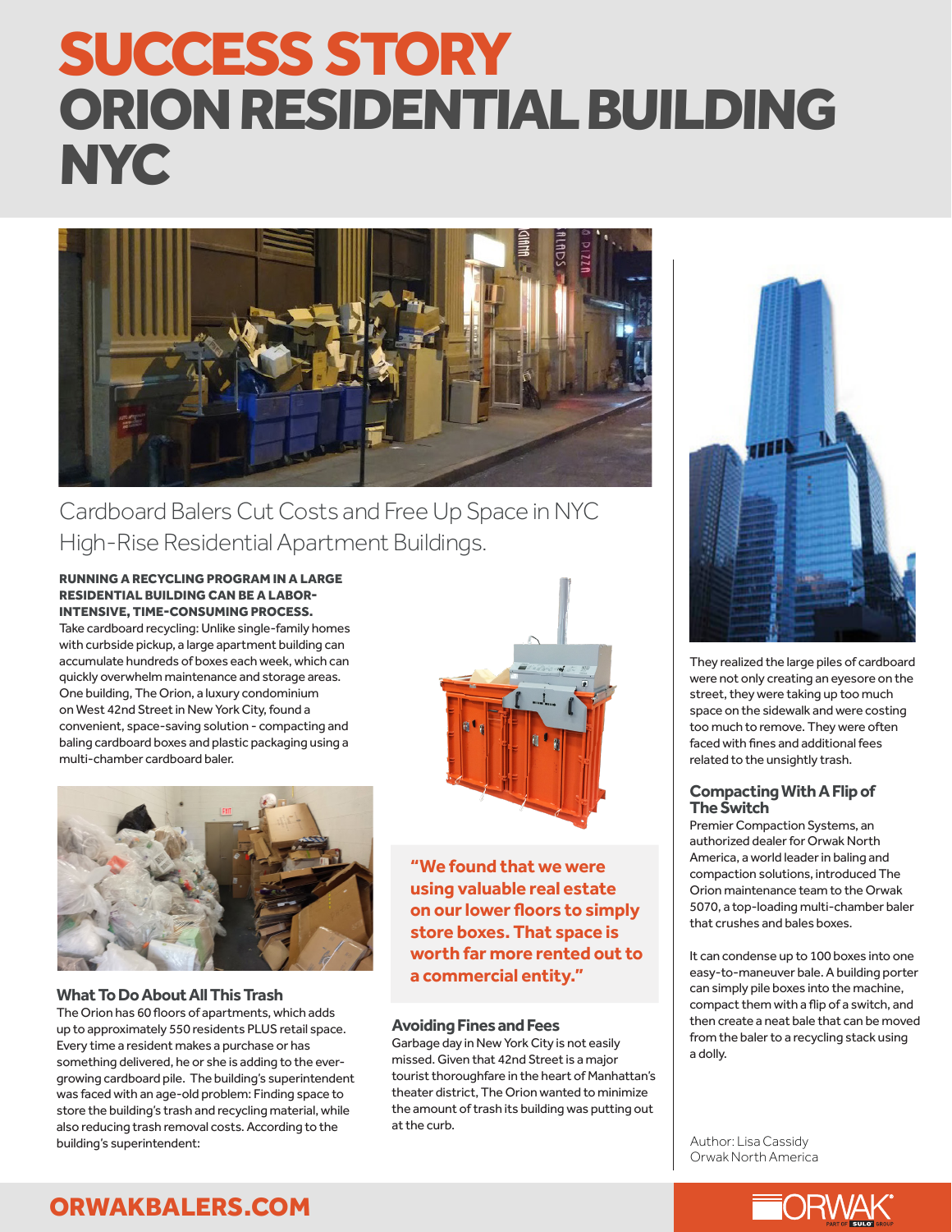# SUCCESS STORY

# ORION RESIDENTIAL BUILDING NYC

Cardboard Balers Cut Costs and Free Up Space in NYC High-Rise Residential Apartment Buildings.

**RUNNING A RECYCLING PROGRAM IN A LARGE RESIDENTIAL BUILDING CAN BE A LABOR-INTENSIVE, TIME-CONSUMING PROCESS.**
Take cardboard recycling: Unlike single-family homes with curbside pickup, a large apartment building can accumulate hundreds of boxes each week, which can quickly overwhelm maintenance and storage areas. One building, The Orion, a luxury condominium on West 42nd Street in New York City, found a convenient, space-saving solution - compacting and baling cardboard boxes and plastic packaging using a multi-chamber cardboard baler.

## What To Do About All This Trash

The Orion has 60 floors of apartments, which adds up to approximately 550 residents PLUS retail space. Every time a resident makes a purchase or has something delivered, he or she is adding to the ever-growing cardboard pile. The building's superintendent was faced with an age-old problem: Finding space to store the building's trash and recycling material, while also reducing trash removal costs. According to the building's superintendent:

> **"We found that we were using valuable real estate on our lower floors to simply store boxes. That space is worth far more rented out to a commercial entity."**

## Avoiding Fines and Fees

Garbage day in New York City is not easily missed. Given that 42nd Street is a major tourist thoroughfare in the heart of Manhattan's theater district, The Orion wanted to minimize the amount of trash its building was putting out at the curb.

They realized the large piles of cardboard were not only creating an eyesore on the street, they were taking up too much space on the sidewalk and were costing too much to remove. They were often faced with fines and additional fees related to the unsightly trash.

## Compacting With A Flip of The Switch

Premier Compaction Systems, an authorized dealer for Orwak North America, a world leader in baling and compaction solutions, introduced The Orion maintenance team to the Orwak 5070, a top-loading multi-chamber baler that crushes and bales boxes.

It can condense up to 100 boxes into one easy-to-maneuver bale. A building porter can simply pile boxes into the machine, compact them with a flip of a switch, and then create a neat bale that can be moved from the baler to a recycling stack using a dolly.

Author: Lisa Cassidy
Orwak North America

ORWAKBALERS.COM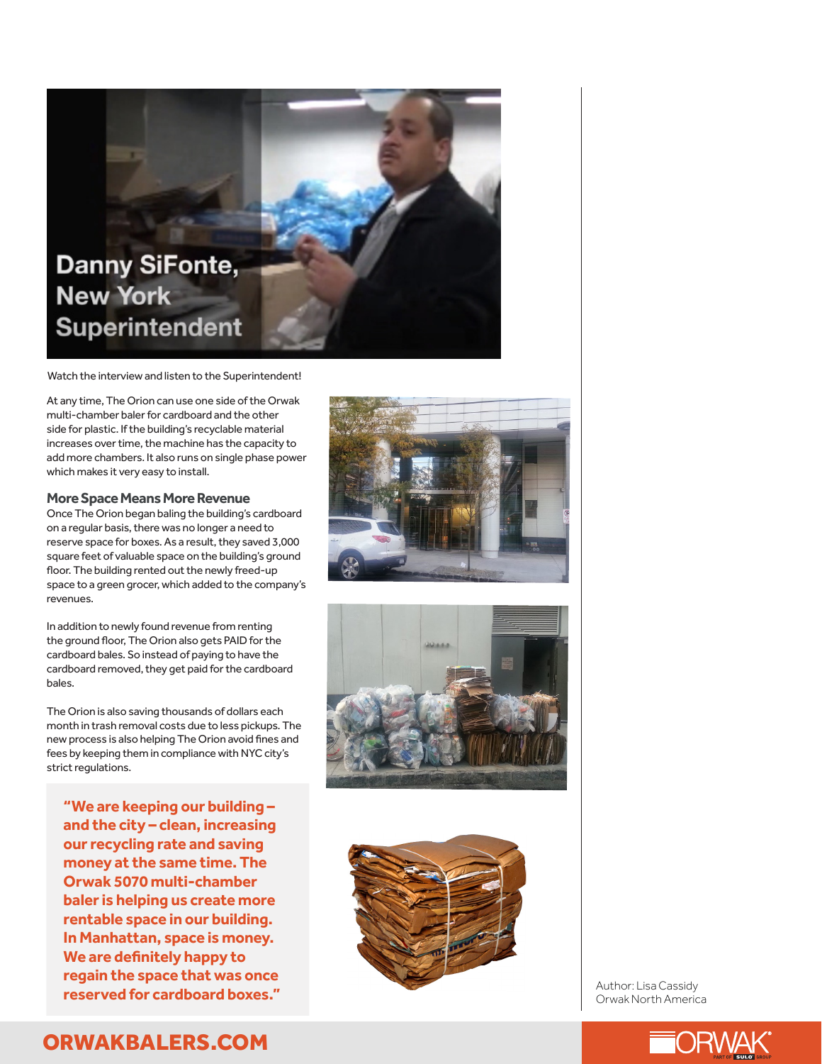Danny SiFonte, New York Superintendent

Watch the interview and listen to the Superintendent!

At any time, The Orion can use one side of the Orwak multi-chamber baler for cardboard and the other side for plastic. If the building's recyclable material increases over time, the machine has the capacity to add more chambers. It also runs on single phase power which makes it very easy to install.

### More Space Means More Revenue

Once The Orion began baling the building's cardboard on a regular basis, there was no longer a need to reserve space for boxes. As a result, they saved 3,000 square feet of valuable space on the building's ground floor. The building rented out the newly freed-up space to a green grocer, which added to the company's revenues.

In addition to newly found revenue from renting the ground floor, The Orion also gets PAID for the cardboard bales. So instead of paying to have the cardboard removed, they get paid for the cardboard bales.

The Orion is also saving thousands of dollars each month in trash removal costs due to less pickups. The new process is also helping The Orion avoid fines and fees by keeping them in compliance with NYC city's strict regulations.

> **"We are keeping our building – and the city – clean, increasing our recycling rate and saving money at the same time. The Orwak 5070 multi-chamber baler is helping us create more rentable space in our building. In Manhattan, space is money. We are definitely happy to regain the space that was once reserved for cardboard boxes."**

Author: Lisa Cassidy
Orwak North America

**ORWAKBALERS.COM**